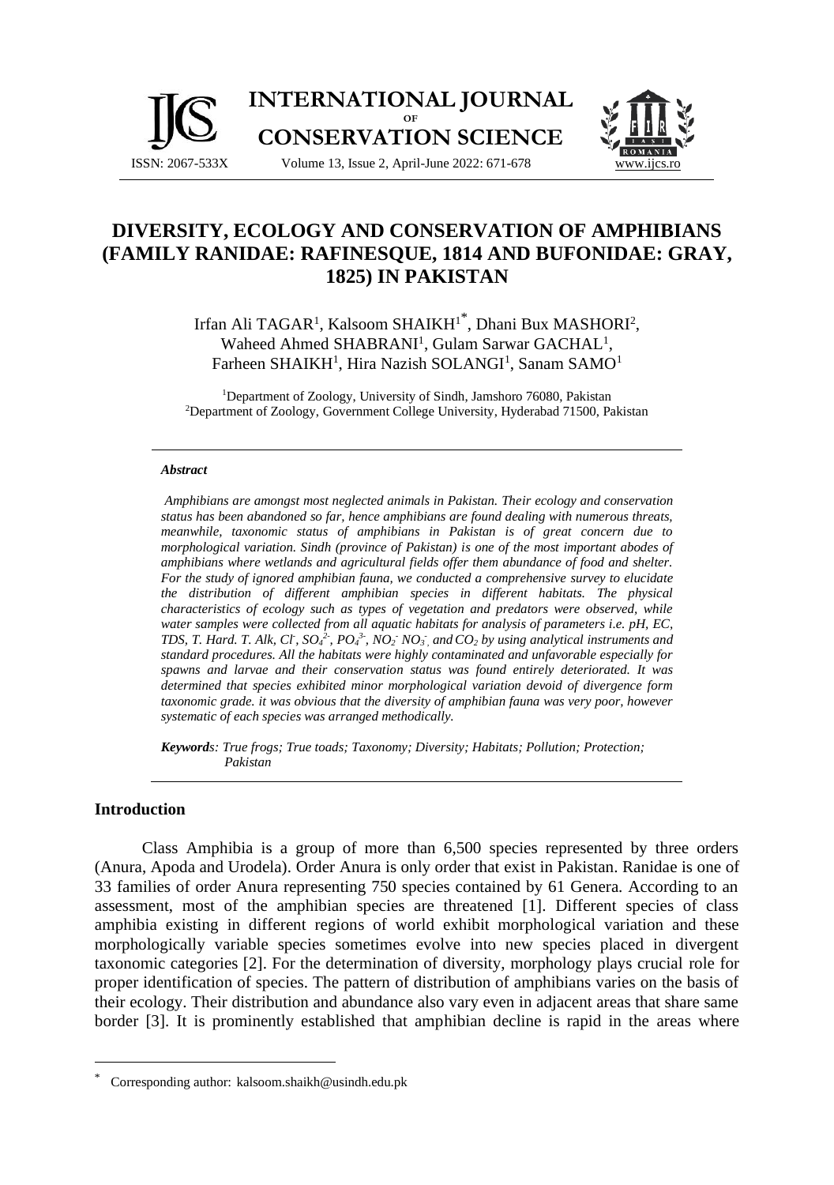# DIVERSITY, ECOLOGY AND CONSERVATION OF AMPHIBIANS (FAMILY RANIDAE: RAFINESQUE, 1814 AND BUFONIDAE: GRAY, 1825) IN PAKISTAN

Irfan Ali TAGAR[1], Kalsoom SHAIKH[1*], Dhani Bux MASHORI[2], Waheed Ahmed SHABRANI[1], Gulam Sarwar GACHAL[1], Farheen SHAIKH[1], Hira Nazish SOLANGI[1], Sanam SAMO[1]

[1]Department of Zoology, University of Sindh, Jamshoro 76080, Pakistan
[2]Department of Zoology, Government College University, Hyderabad 71500, Pakistan

### *Abstract*

*Amphibians are amongst most neglected animals in Pakistan. Their ecology and conservation status has been abandoned so far, hence amphibians are found dealing with numerous threats, meanwhile, taxonomic status of amphibians in Pakistan is of great concern due to morphological variation. Sindh (province of Pakistan) is one of the most important abodes of amphibians where wetlands and agricultural fields offer them abundance of food and shelter. For the study of ignored amphibian fauna, we conducted a comprehensive survey to elucidate the distribution of different amphibian species in different habitats. The physical characteristics of ecology such as types of vegetation and predators were observed, while water samples were collected from all aquatic habitats for analysis of parameters i.e. pH, EC, TDS, T. Hard. T. Alk, $Cl^-$, $SO_4^{2-}$, $PO_4^{3-}$, $NO_2^-$ $NO_3^-$, and $CO_2$ by using analytical instruments and standard procedures. All the habitats were highly contaminated and unfavorable especially for spawns and larvae and their conservation status was found entirely deteriorated. It was determined that species exhibited minor morphological variation devoid of divergence form taxonomic grade. it was obvious that the diversity of amphibian fauna was very poor, however systematic of each species was arranged methodically.*

***Keywords**: True frogs; True toads; Taxonomy; Diversity; Habitats; Pollution; Protection; Pakistan*

## Introduction

Class Amphibia is a group of more than 6,500 species represented by three orders (Anura, Apoda and Urodela). Order Anura is only order that exist in Pakistan. Ranidae is one of 33 families of order Anura representing 750 species contained by 61 Genera. According to an assessment, most of the amphibian species are threatened [1]. Different species of class amphibia existing in different regions of world exhibit morphological variation and these morphologically variable species sometimes evolve into new species placed in divergent taxonomic categories [2]. For the determination of diversity, morphology plays crucial role for proper identification of species. The pattern of distribution of amphibians varies on the basis of their ecology. Their distribution and abundance also vary even in adjacent areas that share same border [3]. It is prominently established that amphibian decline is rapid in the areas where

---

* Corresponding author: kalsoom.shaikh@usindh.edu.pk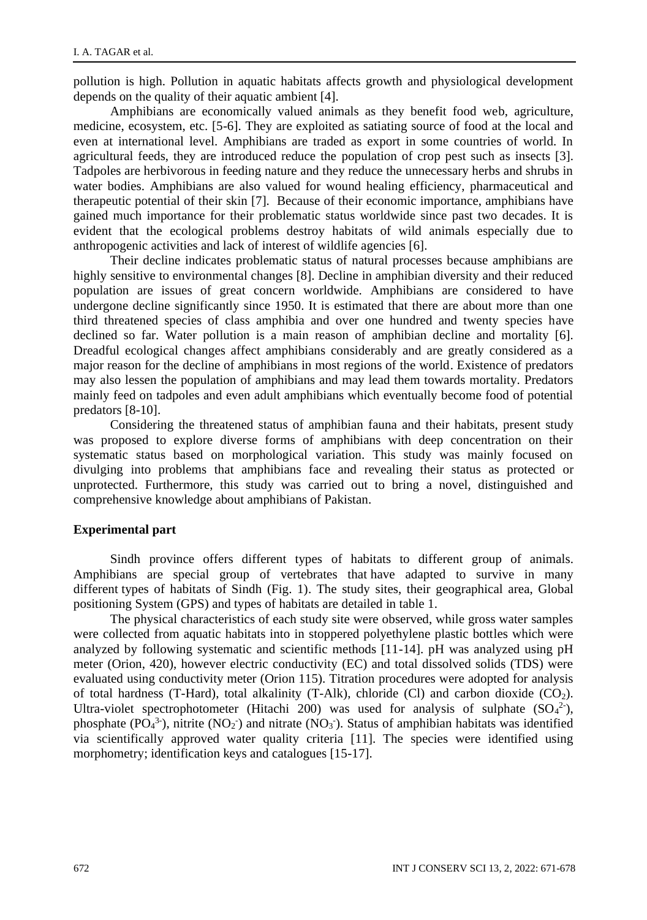pollution is high. Pollution in aquatic habitats affects growth and physiological development depends on the quality of their aquatic ambient [4].

Amphibians are economically valued animals as they benefit food web, agriculture, medicine, ecosystem, etc. [5-6]. They are exploited as satiating source of food at the local and even at international level. Amphibians are traded as export in some countries of world. In agricultural feeds, they are introduced reduce the population of crop pest such as insects [3]. Tadpoles are herbivorous in feeding nature and they reduce the unnecessary herbs and shrubs in water bodies. Amphibians are also valued for wound healing efficiency, pharmaceutical and therapeutic potential of their skin [7]. Because of their economic importance, amphibians have gained much importance for their problematic status worldwide since past two decades. It is evident that the ecological problems destroy habitats of wild animals especially due to anthropogenic activities and lack of interest of wildlife agencies [6].

Their decline indicates problematic status of natural processes because amphibians are highly sensitive to environmental changes [8]. Decline in amphibian diversity and their reduced population are issues of great concern worldwide. Amphibians are considered to have undergone decline significantly since 1950. It is estimated that there are about more than one third threatened species of class amphibia and over one hundred and twenty species have declined so far. Water pollution is a main reason of amphibian decline and mortality [6]. Dreadful ecological changes affect amphibians considerably and are greatly considered as a major reason for the decline of amphibians in most regions of the world. Existence of predators may also lessen the population of amphibians and may lead them towards mortality. Predators mainly feed on tadpoles and even adult amphibians which eventually become food of potential predators [8-10].

Considering the threatened status of amphibian fauna and their habitats, present study was proposed to explore diverse forms of amphibians with deep concentration on their systematic status based on morphological variation. This study was mainly focused on divulging into problems that amphibians face and revealing their status as protected or unprotected. Furthermore, this study was carried out to bring a novel, distinguished and comprehensive knowledge about amphibians of Pakistan.

## Experimental part

Sindh province offers different types of habitats to different group of animals. Amphibians are special group of vertebrates that have adapted to survive in many different types of habitats of Sindh (Fig. 1). The study sites, their geographical area, Global positioning System (GPS) and types of habitats are detailed in table 1.

The physical characteristics of each study site were observed, while gross water samples were collected from aquatic habitats into in stoppered polyethylene plastic bottles which were analyzed by following systematic and scientific methods [11-14]. pH was analyzed using pH meter (Orion, 420), however electric conductivity (EC) and total dissolved solids (TDS) were evaluated using conductivity meter (Orion 115). Titration procedures were adopted for analysis of total hardness (T-Hard), total alkalinity (T-Alk), chloride (Cl) and carbon dioxide ($CO_2$). Ultra-violet spectrophotometer (Hitachi 200) was used for analysis of sulphate ($SO_4^{2-}$), phosphate ($PO_4^{3-}$), nitrite ($NO_2^-$) and nitrate ($NO_3^-$). Status of amphibian habitats was identified via scientifically approved water quality criteria [11]. The species were identified using morphometry; identification keys and catalogues [15-17].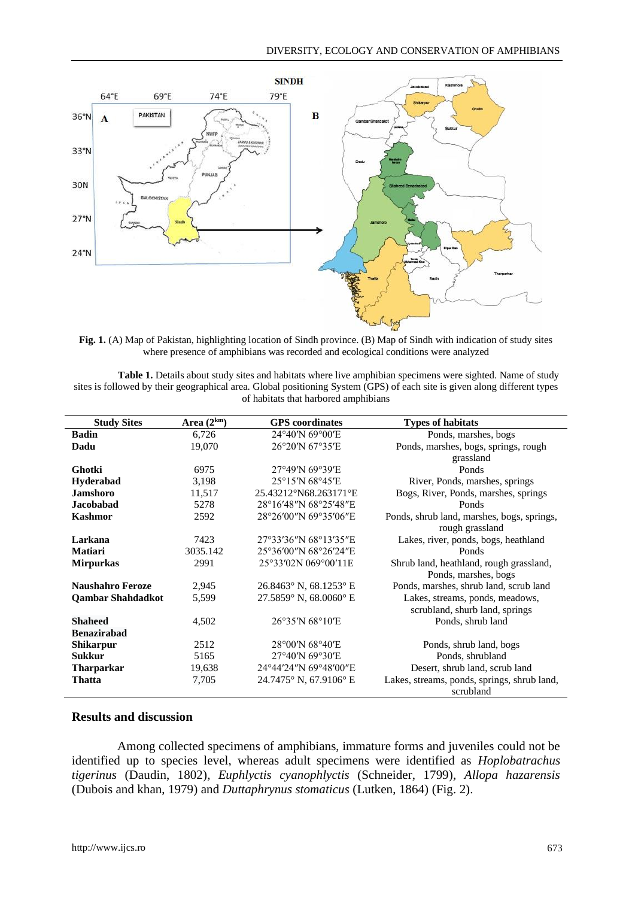**Fig. 1.** (A) Map of Pakistan, highlighting location of Sindh province. (B) Map of Sindh with indication of study sites where presence of amphibians was recorded and ecological conditions were analyzed

**Table 1.** Details about study sites and habitats where live amphibian specimens were sighted. Name of study sites is followed by their geographical area. Global positioning System (GPS) of each site is given along different types of habitats that harbored amphibians

| Study Sites | Area ($2^{km}$) | GPS coordinates | Types of habitats |
|---|---|---|---|
| **Badin** | 6,726 | 24°40′N 69°00′E | Ponds, marshes, bogs |
| **Dadu** | 19,070 | 26°20′N 67°35′E | Ponds, marshes, bogs, springs, rough grassland |
| **Ghotki** | 6975 | 27°49′N 69°39′E | Ponds |
| **Hyderabad** | 3,198 | 25°15′N 68°45′E | River, Ponds, marshes, springs |
| **Jamshoro** | 11,517 | 25.43212°N68.263171°E | Bogs, River, Ponds, marshes, springs |
| **Jacobabad** | 5278 | 28°16′48″N 68°25′48″E | Ponds |
| **Kashmor** | 2592 | 28°26′00″N 69°35′06″E | Ponds, shrub land, marshes, bogs, springs, rough grassland |
| **Larkana** | 7423 | 27°33′36″N 68°13′35″E | Lakes, river, ponds, bogs, heathland |
| **Matiari** | 3035.142 | 25°36′00″N 68°26′24″E | Ponds |
| **Mirpurkas** | 2991 | 25°33′02N 069°00′11E | Shrub land, heathland, rough grassland, Ponds, marshes, bogs |
| **Naushahro Feroze** | 2,945 | 26.8463° N, 68.1253° E | Ponds, marshes, shrub land, scrub land |
| **Qambar Shahdadkot** | 5,599 | 27.5859° N, 68.0060° E | Lakes, streams, ponds, meadows, scrubland, shurb land, springs |
| **Shaheed Benazirabad** | 4,502 | 26°35′N 68°10′E | Ponds, shrub land |
| **Shikarpur** | 2512 | 28°00′N 68°40′E | Ponds, shrub land, bogs |
| **Sukkur** | 5165 | 27°40′N 69°30′E | Ponds, shrubland |
| **Tharparkar** | 19,638 | 24°44′24″N 69°48′00″E | Desert, shrub land, scrub land |
| **Thatta** | 7,705 | 24.7475° N, 67.9106° E | Lakes, streams, ponds, springs, shrub land, scrubland |

## Results and discussion

Among collected specimens of amphibians, immature forms and juveniles could not be identified up to species level, whereas adult specimens were identified as *Hoplobatrachus tigerinus* (Daudin, 1802), *Euphlyctis cyanophlyctis* (Schneider, 1799), *Allopa hazarensis* (Dubois and khan, 1979) and *Duttaphrynus stomaticus* (Lutken, 1864) (Fig. 2).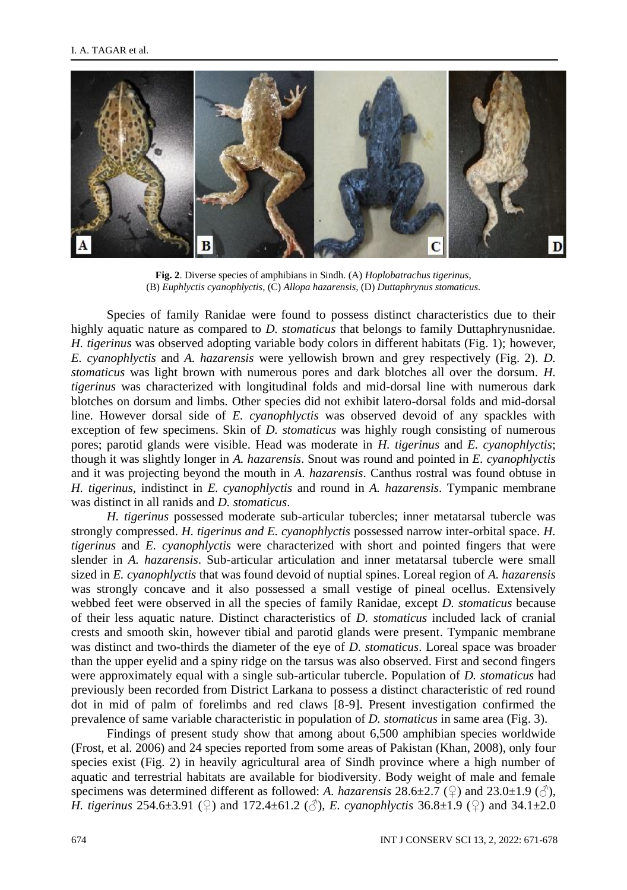**Fig. 2**. Diverse species of amphibians in Sindh. (A) *Hoplobatrachus tigerinus*, (B) *Euphlyctis cyanophlyctis*, (C) *Allopa hazarensis*, (D) *Duttaphrynus stomaticus*.

Species of family Ranidae were found to possess distinct characteristics due to their highly aquatic nature as compared to *D. stomaticus* that belongs to family Duttaphrynusnidae. *H. tigerinus* was observed adopting variable body colors in different habitats (Fig. 1); however, *E. cyanophlyctis* and *A. hazarensis* were yellowish brown and grey respectively (Fig. 2). *D. stomaticus* was light brown with numerous pores and dark blotches all over the dorsum. *H. tigerinus* was characterized with longitudinal folds and mid-dorsal line with numerous dark blotches on dorsum and limbs. Other species did not exhibit latero-dorsal folds and mid-dorsal line. However dorsal side of *E. cyanophlyctis* was observed devoid of any spackles with exception of few specimens. Skin of *D. stomaticus* was highly rough consisting of numerous pores; parotid glands were visible. Head was moderate in *H. tigerinus* and *E. cyanophlyctis*; though it was slightly longer in *A. hazarensis*. Snout was round and pointed in *E. cyanophlyctis* and it was projecting beyond the mouth in *A. hazarensis*. Canthus rostral was found obtuse in *H. tigerinus*, indistinct in *E. cyanophlyctis* and round in *A. hazarensis*. Tympanic membrane was distinct in all ranids and *D. stomaticus*.

*H. tigerinus* possessed moderate sub-articular tubercles; inner metatarsal tubercle was strongly compressed. *H. tigerinus and E. cyanophlyctis* possessed narrow inter-orbital space. *H. tigerinus* and *E. cyanophlyctis* were characterized with short and pointed fingers that were slender in *A. hazarensis*. Sub-articular articulation and inner metatarsal tubercle were small sized in *E. cyanophlyctis* that was found devoid of nuptial spines. Loreal region of *A. hazarensis* was strongly concave and it also possessed a small vestige of pineal ocellus. Extensively webbed feet were observed in all the species of family Ranidae, except *D. stomaticus* because of their less aquatic nature. Distinct characteristics of *D. stomaticus* included lack of cranial crests and smooth skin, however tibial and parotid glands were present. Tympanic membrane was distinct and two-thirds the diameter of the eye of *D. stomaticus*. Loreal space was broader than the upper eyelid and a spiny ridge on the tarsus was also observed. First and second fingers were approximately equal with a single sub-articular tubercle. Population of *D. stomaticus* had previously been recorded from District Larkana to possess a distinct characteristic of red round dot in mid of palm of forelimbs and red claws [8-9]. Present investigation confirmed the prevalence of same variable characteristic in population of *D. stomaticus* in same area (Fig. 3).

Findings of present study show that among about 6,500 amphibian species worldwide (Frost, et al. 2006) and 24 species reported from some areas of Pakistan (Khan, 2008), only four species exist (Fig. 2) in heavily agricultural area of Sindh province where a high number of aquatic and terrestrial habitats are available for biodiversity. Body weight of male and female specimens was determined different as followed: *A. hazarensis* 28.6±2.7 (♀) and 23.0±1.9 (♂), *H. tigerinus* 254.6±3.91 (♀) and 172.4±61.2 (♂), *E. cyanophlyctis* 36.8±1.9 (♀) and 34.1±2.0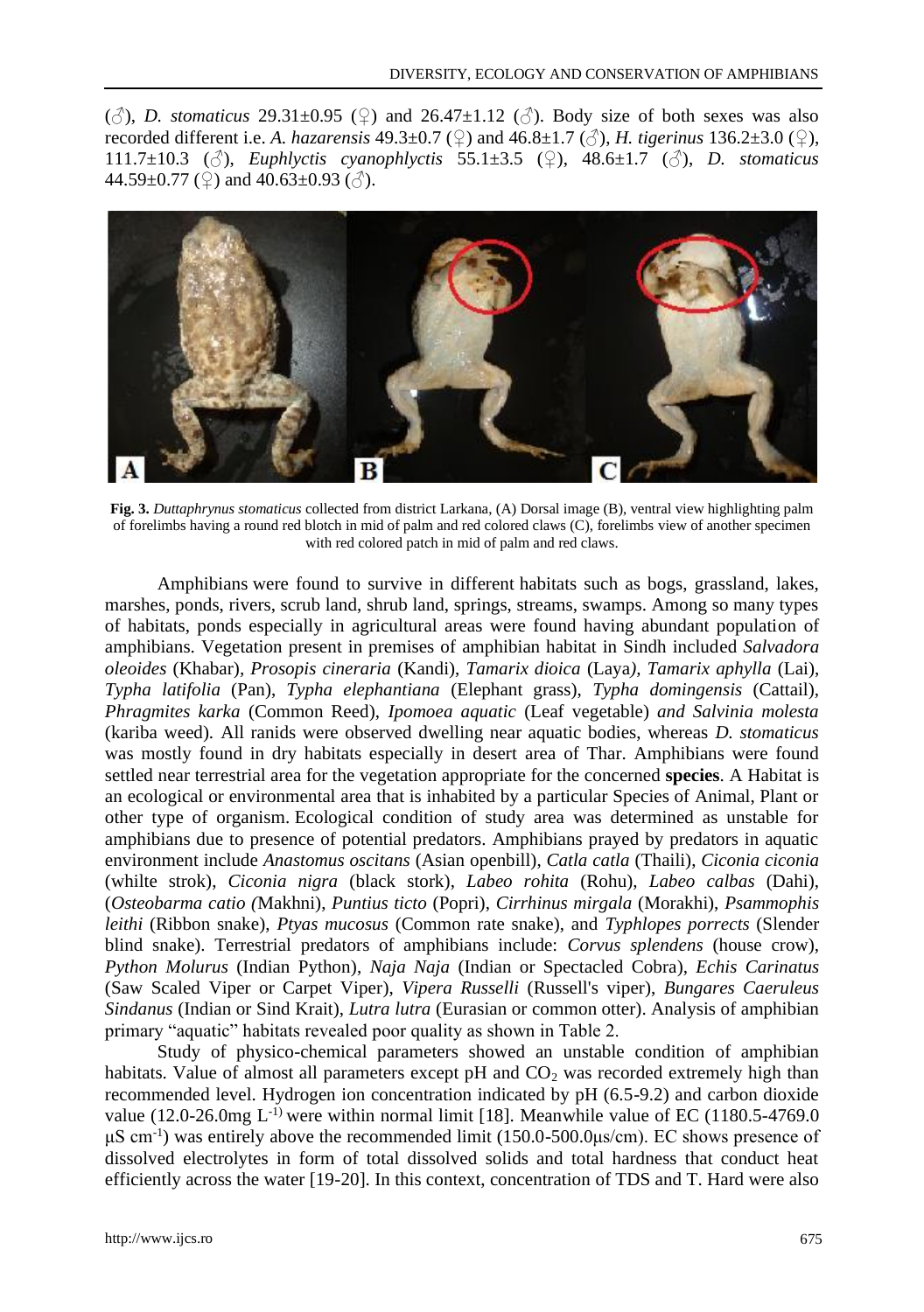(♂), *D. stomaticus* 29.31±0.95 (♀) and 26.47±1.12 (♂). Body size of both sexes was also recorded different i.e. *A. hazarensis* 49.3±0.7 (♀) and 46.8±1.7 (♂), *H. tigerinus* 136.2±3.0 (♀), 111.7±10.3 (♂), *Euphlyctis cyanophlyctis* 55.1±3.5 (♀), 48.6±1.7 (♂), *D. stomaticus* 44.59±0.77 (♀) and 40.63±0.93 (♂).

**Fig. 3.** *Duttaphrynus stomaticus* collected from district Larkana, (A) Dorsal image (B), ventral view highlighting palm of forelimbs having a round red blotch in mid of palm and red colored claws (C), forelimbs view of another specimen with red colored patch in mid of palm and red claws.

Amphibians were found to survive in different habitats such as bogs, grassland, lakes, marshes, ponds, rivers, scrub land, shrub land, springs, streams, swamps. Among so many types of habitats, ponds especially in agricultural areas were found having abundant population of amphibians. Vegetation present in premises of amphibian habitat in Sindh included *Salvadora oleoides* (Khabar), *Prosopis cineraria* (Kandi), *Tamarix dioica* (Laya), *Tamarix aphylla* (Lai), *Typha latifolia* (Pan), *Typha elephantiana* (Elephant grass), *Typha domingensis* (Cattail), *Phragmites karka* (Common Reed), *Ipomoea aquatic* (Leaf vegetable) *and Salvinia molesta* (kariba weed). All ranids were observed dwelling near aquatic bodies, whereas *D. stomaticus* was mostly found in dry habitats especially in desert area of Thar. Amphibians were found settled near terrestrial area for the vegetation appropriate for the concerned **species**. A Habitat is an ecological or environmental area that is inhabited by a particular Species of Animal, Plant or other type of organism. Ecological condition of study area was determined as unstable for amphibians due to presence of potential predators. Amphibians prayed by predators in aquatic environment include *Anastomus oscitans* (Asian openbill), *Catla catla* (Thaili), *Ciconia ciconia* (whilte strok), *Ciconia nigra* (black stork), *Labeo rohita* (Rohu), *Labeo calbas* (Dahi), (*Osteobarma catio (*Makhni), *Puntius ticto* (Popri), *Cirrhinus mirgala* (Morakhi), *Psammophis leithi* (Ribbon snake), *Ptyas mucosus* (Common rate snake), and *Typhlopes porrects* (Slender blind snake). Terrestrial predators of amphibians include: *Corvus splendens* (house crow), *Python Molurus* (Indian Python), *Naja Naja* (Indian or Spectacled Cobra), *Echis Carinatus* (Saw Scaled Viper or Carpet Viper), *Vipera Russelli* (Russell's viper), *Bungares Caeruleus Sindanus* (Indian or Sind Krait), *Lutra lutra* (Eurasian or common otter). Analysis of amphibian primary "aquatic" habitats revealed poor quality as shown in Table 2.

Study of physico-chemical parameters showed an unstable condition of amphibian habitats. Value of almost all parameters except pH and $CO_2$ was recorded extremely high than recommended level. Hydrogen ion concentration indicated by pH (6.5-9.2) and carbon dioxide value (12.0-26.0mg $L^{-1)}$ were within normal limit [18]. Meanwhile value of EC (1180.5-4769.0 $\mu S\ cm^{-1}$) was entirely above the recommended limit (150.0-500.0μs/cm). EC shows presence of dissolved electrolytes in form of total dissolved solids and total hardness that conduct heat efficiently across the water [19-20]. In this context, concentration of TDS and T. Hard were also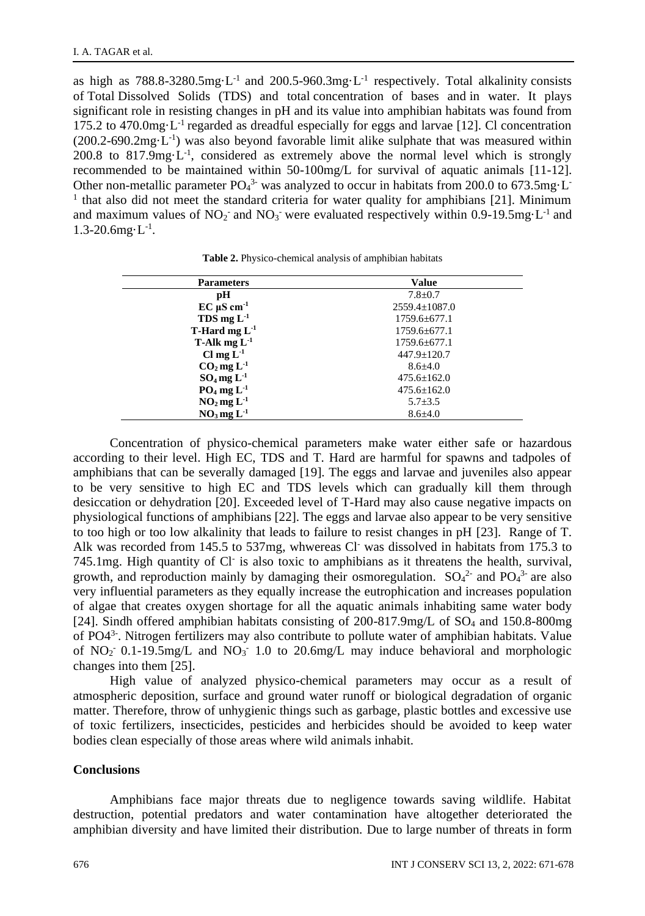as high as 788.8-3280.5mg·$L^{-1}$ and 200.5-960.3mg·$L^{-1}$ respectively. Total alkalinity consists of Total Dissolved Solids (TDS) and total concentration of bases and in water. It plays significant role in resisting changes in pH and its value into amphibian habitats was found from 175.2 to 470.0mg·$L^{-1}$ regarded as dreadful especially for eggs and larvae [12]. Cl concentration (200.2-690.2mg·$L^{-1}$) was also beyond favorable limit alike sulphate that was measured within 200.8 to 817.9mg·$L^{-1}$, considered as extremely above the normal level which is strongly recommended to be maintained within 50-100mg/L for survival of aquatic animals [11-12]. Other non-metallic parameter $PO_4^{3-}$ was analyzed to occur in habitats from 200.0 to 673.5mg·$L^{-1}$ that also did not meet the standard criteria for water quality for amphibians [21]. Minimum and maximum values of $NO_2^-$ and $NO_3^-$ were evaluated respectively within 0.9-19.5mg·$L^{-1}$ and 1.3-20.6mg·$L^{-1}$.

**Table 2.** Physico-chemical analysis of amphibian habitats

| Parameters | Value |
|---|---|
| **pH** | 7.8±0.7 |
| **EC µS $cm^{-1}$** | 2559.4±1087.0 |
| **TDS mg $L^{-1}$** | 1759.6±677.1 |
| **T-Hard mg $L^{-1}$** | 1759.6±677.1 |
| **T-Alk mg $L^{-1}$** | 1759.6±677.1 |
| **Cl mg $L^{-1}$** | 447.9±120.7 |
| **$CO_2$ mg $L^{-1}$** | 8.6±4.0 |
| **$SO_4$ mg $L^{-1}$** | 475.6±162.0 |
| **$PO_4$ mg $L^{-1}$** | 475.6±162.0 |
| **$NO_2$ mg $L^{-1}$** | 5.7±3.5 |
| **$NO_3$ mg $L^{-1}$** | 8.6±4.0 |

Concentration of physico-chemical parameters make water either safe or hazardous according to their level. High EC, TDS and T. Hard are harmful for spawns and tadpoles of amphibians that can be severally damaged [19]. The eggs and larvae and juveniles also appear to be very sensitive to high EC and TDS levels which can gradually kill them through desiccation or dehydration [20]. Exceeded level of T-Hard may also cause negative impacts on physiological functions of amphibians [22]. The eggs and larvae also appear to be very sensitive to too high or too low alkalinity that leads to failure to resist changes in pH [23]. Range of T. Alk was recorded from 145.5 to 537mg, whwereas $Cl^-$ was dissolved in habitats from 175.3 to 745.1mg. High quantity of $Cl^-$ is also toxic to amphibians as it threatens the health, survival, growth, and reproduction mainly by damaging their osmoregulation. $SO_4^{2-}$ and $PO_4^{3-}$ are also very influential parameters as they equally increase the eutrophication and increases population of algae that creates oxygen shortage for all the aquatic animals inhabiting same water body [24]. Sindh offered amphibian habitats consisting of 200-817.9mg/L of $SO_4$ and 150.8-800mg of $PO4^{3-}$. Nitrogen fertilizers may also contribute to pollute water of amphibian habitats. Value of $NO_2^-$ 0.1-19.5mg/L and $NO_3^-$ 1.0 to 20.6mg/L may induce behavioral and morphologic changes into them [25].

High value of analyzed physico-chemical parameters may occur as a result of atmospheric deposition, surface and ground water runoff or biological degradation of organic matter. Therefore, throw of unhygienic things such as garbage, plastic bottles and excessive use of toxic fertilizers, insecticides, pesticides and herbicides should be avoided to keep water bodies clean especially of those areas where wild animals inhabit.

## Conclusions

Amphibians face major threats due to negligence towards saving wildlife. Habitat destruction, potential predators and water contamination have altogether deteriorated the amphibian diversity and have limited their distribution. Due to large number of threats in form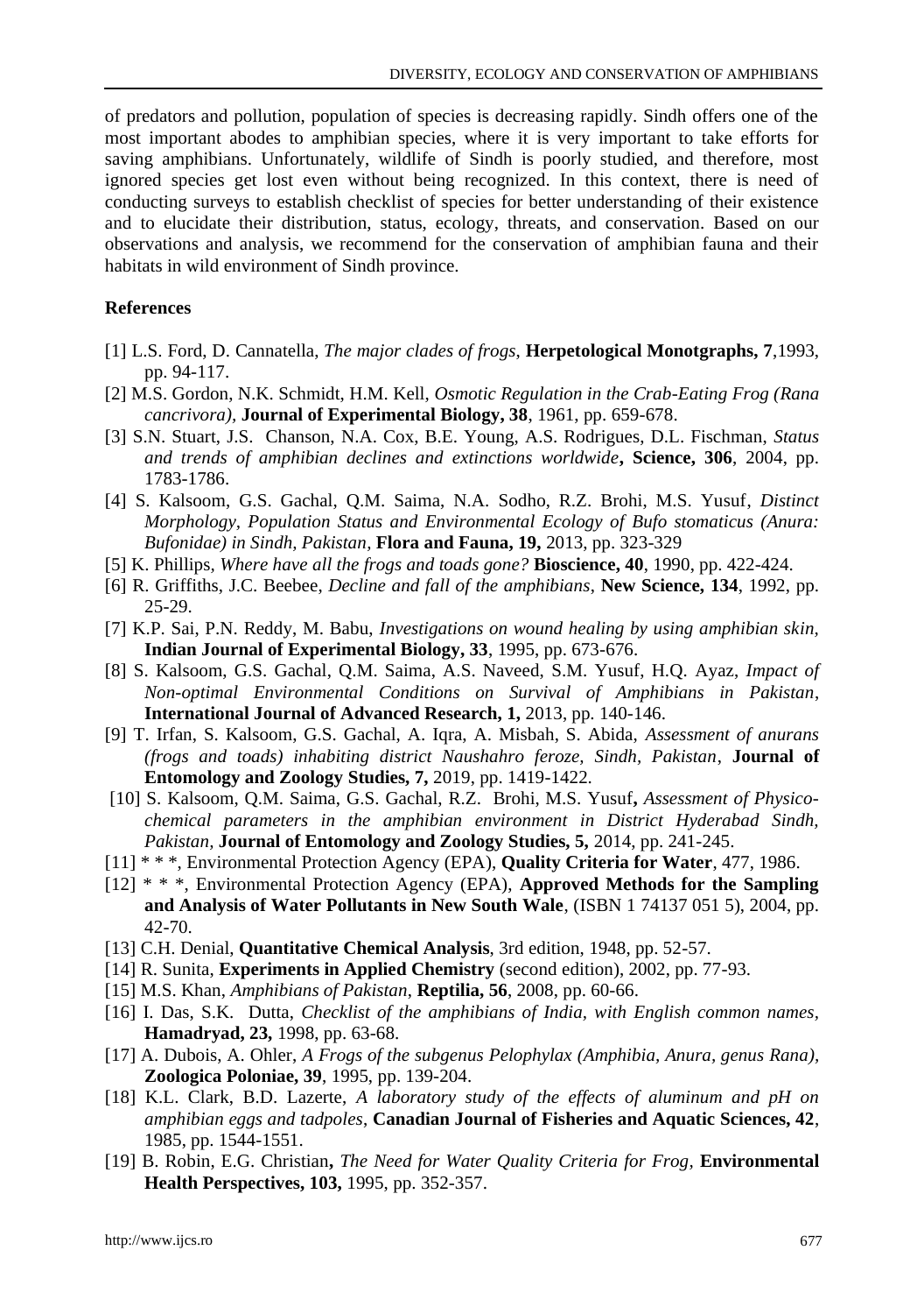of predators and pollution, population of species is decreasing rapidly. Sindh offers one of the most important abodes to amphibian species, where it is very important to take efforts for saving amphibians. Unfortunately, wildlife of Sindh is poorly studied, and therefore, most ignored species get lost even without being recognized. In this context, there is need of conducting surveys to establish checklist of species for better understanding of their existence and to elucidate their distribution, status, ecology, threats, and conservation. Based on our observations and analysis, we recommend for the conservation of amphibian fauna and their habitats in wild environment of Sindh province.

## References

[1] L.S. Ford, D. Cannatella, *The major clades of frogs*, **Herpetological Monotgraphs, 7**,1993, pp. 94-117.

[2] M.S. Gordon, N.K. Schmidt, H.M. Kell, *Osmotic Regulation in the Crab-Eating Frog (Rana cancrivora)*, **Journal of Experimental Biology, 38**, 1961, pp. 659-678.

[3] S.N. Stuart, J.S. Chanson, N.A. Cox, B.E. Young, A.S. Rodrigues, D.L. Fischman, *Status and trends of amphibian declines and extinctions worldwide*, **Science, 306**, 2004, pp. 1783-1786.

[4] S. Kalsoom, G.S. Gachal, Q.M. Saima, N.A. Sodho, R.Z. Brohi, M.S. Yusuf, *Distinct Morphology, Population Status and Environmental Ecology of Bufo stomaticus (Anura: Bufonidae) in Sindh, Pakistan*, **Flora and Fauna, 19,** 2013, pp. 323-329

[5] K. Phillips, *Where have all the frogs and toads gone?* **Bioscience, 40**, 1990, pp. 422-424.

[6] R. Griffiths, J.C. Beebee, *Decline and fall of the amphibians*, **New Science, 134**, 1992, pp. 25-29.

[7] K.P. Sai, P.N. Reddy, M. Babu, *Investigations on wound healing by using amphibian skin*, **Indian Journal of Experimental Biology, 33**, 1995, pp. 673-676.

[8] S. Kalsoom, G.S. Gachal, Q.M. Saima, A.S. Naveed, S.M. Yusuf, H.Q. Ayaz, *Impact of Non-optimal Environmental Conditions on Survival of Amphibians in Pakistan*, **International Journal of Advanced Research, 1,** 2013, pp. 140-146.

[9] T. Irfan, S. Kalsoom, G.S. Gachal, A. Iqra, A. Misbah, S. Abida, *Assessment of anurans (frogs and toads) inhabiting district Naushahro feroze, Sindh, Pakistan*, **Journal of Entomology and Zoology Studies, 7,** 2019, pp. 1419-1422.

[10] S. Kalsoom, Q.M. Saima, G.S. Gachal, R.Z. Brohi, M.S. Yusuf**,** *Assessment of Physico-chemical parameters in the amphibian environment in District Hyderabad Sindh, Pakistan*, **Journal of Entomology and Zoology Studies, 5,** 2014, pp. 241-245.

[11] * * *, Environmental Protection Agency (EPA), **Quality Criteria for Water**, 477, 1986.

[12] * * *, Environmental Protection Agency (EPA), **Approved Methods for the Sampling and Analysis of Water Pollutants in New South Wale**, (ISBN 1 74137 051 5), 2004, pp. 42-70.

[13] C.H. Denial, **Quantitative Chemical Analysis**, 3rd edition, 1948, pp. 52-57.

[14] R. Sunita, **Experiments in Applied Chemistry** (second edition), 2002, pp. 77-93.

[15] M.S. Khan, *Amphibians of Pakistan*, **Reptilia, 56**, 2008, pp. 60-66.

[16] I. Das, S.K. Dutta, *Checklist of the amphibians of India, with English common names*, **Hamadryad, 23,** 1998, pp. 63-68.

[17] A. Dubois, A. Ohler, *A Frogs of the subgenus Pelophylax (Amphibia, Anura, genus Rana)*, **Zoologica Poloniae, 39**, 1995, pp. 139-204.

[18] K.L. Clark, B.D. Lazerte, *A laboratory study of the effects of aluminum and pH on amphibian eggs and tadpoles*, **Canadian Journal of Fisheries and Aquatic Sciences, 42**, 1985, pp. 1544-1551.

[19] B. Robin, E.G. Christian**,** *The Need for Water Quality Criteria for Frog*, **Environmental Health Perspectives, 103,** 1995, pp. 352-357.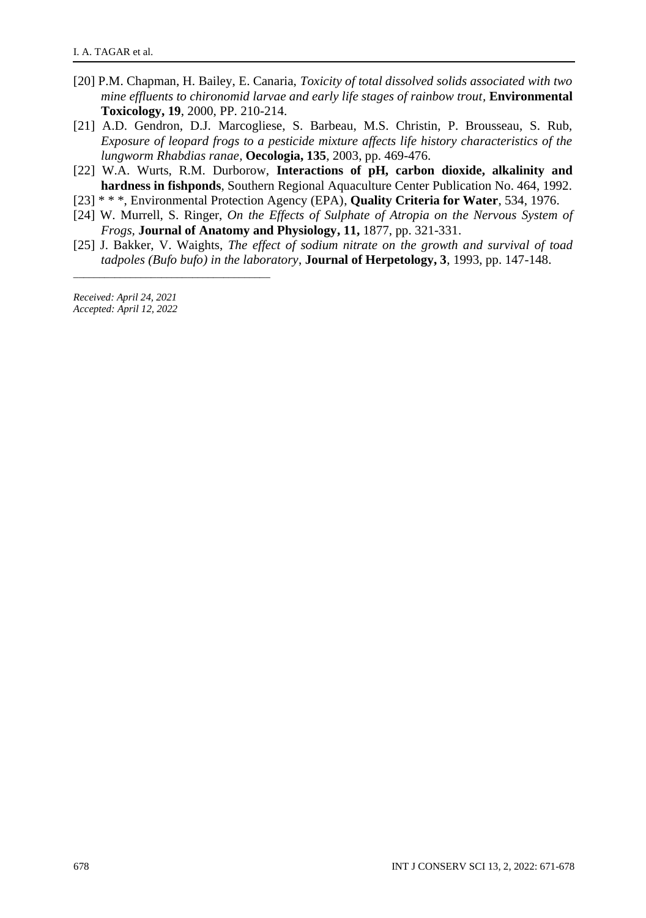[20] P.M. Chapman, H. Bailey, E. Canaria, *Toxicity of total dissolved solids associated with two mine effluents to chironomid larvae and early life stages of rainbow trout*, **Environmental Toxicology, 19**, 2000, PP. 210-214.

[21] A.D. Gendron, D.J. Marcogliese, S. Barbeau, M.S. Christin, P. Brousseau, S. Rub, *Exposure of leopard frogs to a pesticide mixture affects life history characteristics of the lungworm Rhabdias ranae*, **Oecologia, 135**, 2003, pp. 469-476.

[22] W.A. Wurts, R.M. Durborow, **Interactions of pH, carbon dioxide, alkalinity and hardness in fishponds**, Southern Regional Aquaculture Center Publication No. 464, 1992.

[23] * * *, Environmental Protection Agency (EPA), **Quality Criteria for Water**, 534, 1976.

[24] W. Murrell, S. Ringer, *On the Effects of Sulphate of Atropia on the Nervous System of Frogs,* **Journal of Anatomy and Physiology, 11,** 1877, pp. 321-331.

[25] J. Bakker, V. Waights, *The effect of sodium nitrate on the growth and survival of toad tadpoles (Bufo bufo) in the laboratory*, **Journal of Herpetology, 3**, 1993, pp. 147-148.

---

*Received: April 24, 2021*
*Accepted: April 12, 2022*